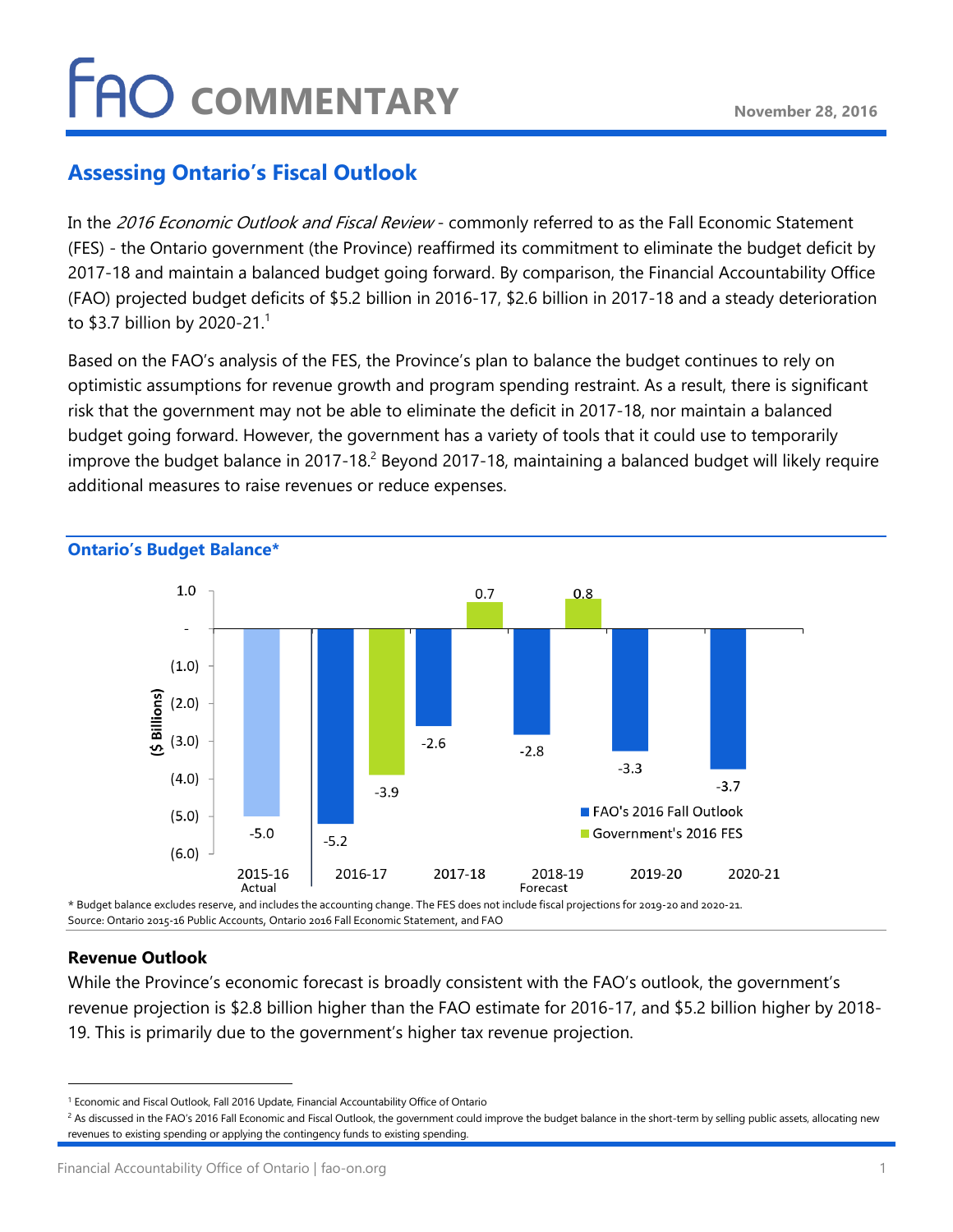# FAO COMMENTARY

November 28, 2016

## Assessing Ontario's Fiscal Outlook

In the *2016 Economic Outlook and Fiscal Review* - commonly referred to as the Fall Economic Statement (FES) - the Ontario government (the Province) reaffirmed its commitment to eliminate the budget deficit by 2017-18 and maintain a balanced budget going forward. By comparison, the Financial Accountability Office (FAO) projected budget deficits of $5.2 billion in 2016-17, $2.6 billion in 2017-18 and a steady deterioration to $3.7 billion by 2020-21.[1]

Based on the FAO's analysis of the FES, the Province's plan to balance the budget continues to rely on optimistic assumptions for revenue growth and program spending restraint. As a result, there is significant risk that the government may not be able to eliminate the deficit in 2017-18, nor maintain a balanced budget going forward. However, the government has a variety of tools that it could use to temporarily improve the budget balance in 2017-18.[2] Beyond 2017-18, maintaining a balanced budget will likely require additional measures to raise revenues or reduce expenses.

### Ontario's Budget Balance*

($ Billions)

| | 2015-16 Actual | 2016-17 | 2017-18 | 2018-19 Forecast | 2019-20 | 2020-21 |
|---|---|---|---|---|---|---|
| Actual | -5.0 | | | | | |
| FAO's 2016 Fall Outlook | | -5.2 | -2.6 | -2.8 | -3.3 | -3.7 |
| Government's 2016 FES | | -3.9 | 0.7 | 0.8 | | |

\* Budget balance excludes reserve, and includes the accounting change. The FES does not include fiscal projections for 2019-20 and 2020-21.
Source: Ontario 2015-16 Public Accounts, Ontario 2016 Fall Economic Statement, and FAO

### Revenue Outlook

While the Province's economic forecast is broadly consistent with the FAO's outlook, the government's revenue projection is $2.8 billion higher than the FAO estimate for 2016-17, and $5.2 billion higher by 2018-19. This is primarily due to the government's higher tax revenue projection.

---

[1] Economic and Fiscal Outlook, Fall 2016 Update, Financial Accountability Office of Ontario

[2] As discussed in the FAO's 2016 Fall Economic and Fiscal Outlook, the government could improve the budget balance in the short-term by selling public assets, allocating new revenues to existing spending or applying the contingency funds to existing spending.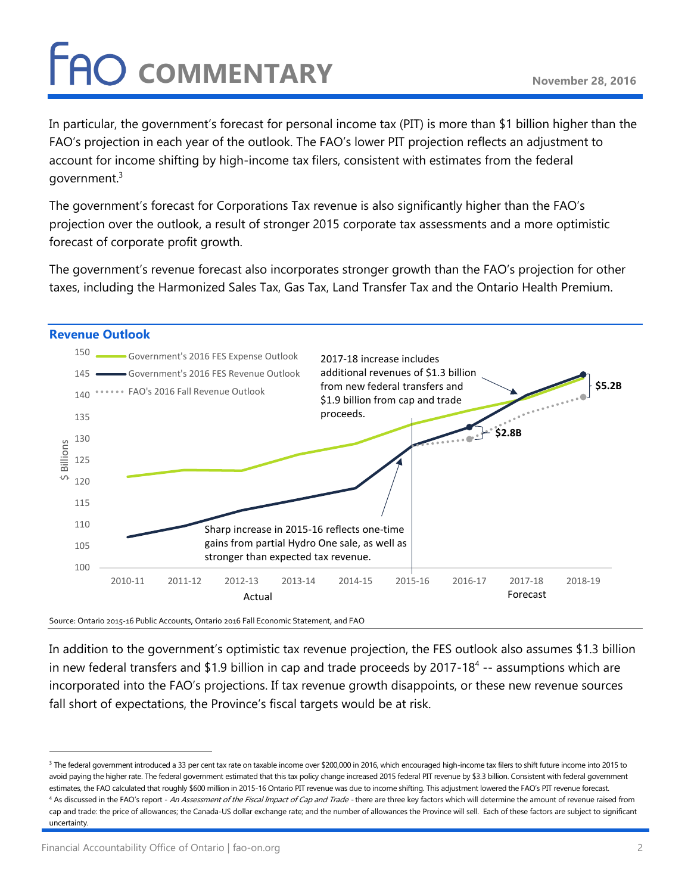In particular, the government's forecast for personal income tax (PIT) is more than $1 billion higher than the FAO's projection in each year of the outlook. The FAO's lower PIT projection reflects an adjustment to account for income shifting by high-income tax filers, consistent with estimates from the federal government.[3]

The government's forecast for Corporations Tax revenue is also significantly higher than the FAO's projection over the outlook, a result of stronger 2015 corporate tax assessments and a more optimistic forecast of corporate profit growth.

The government's revenue forecast also incorporates stronger growth than the FAO's projection for other taxes, including the Harmonized Sales Tax, Gas Tax, Land Transfer Tax and the Ontario Health Premium.

**Revenue Outlook**

Source: Ontario 2015-16 Public Accounts, Ontario 2016 Fall Economic Statement, and FAO

In addition to the government's optimistic tax revenue projection, the FES outlook also assumes $1.3 billion in new federal transfers and $1.9 billion in cap and trade proceeds by 2017-18[4] -- assumptions which are incorporated into the FAO's projections. If tax revenue growth disappoints, or these new revenue sources fall short of expectations, the Province's fiscal targets would be at risk.

---

[3] The federal government introduced a 33 per cent tax rate on taxable income over $200,000 in 2016, which encouraged high-income tax filers to shift future income into 2015 to avoid paying the higher rate. The federal government estimated that this tax policy change increased 2015 federal PIT revenue by $3.3 billion. Consistent with federal government estimates, the FAO calculated that roughly $600 million in 2015-16 Ontario PIT revenue was due to income shifting. This adjustment lowered the FAO's PIT revenue forecast.

[4] As discussed in the FAO's report - *An Assessment of the Fiscal Impact of Cap and Trade* - there are three key factors which will determine the amount of revenue raised from cap and trade: the price of allowances; the Canada-US dollar exchange rate; and the number of allowances the Province will sell. Each of these factors are subject to significant uncertainty.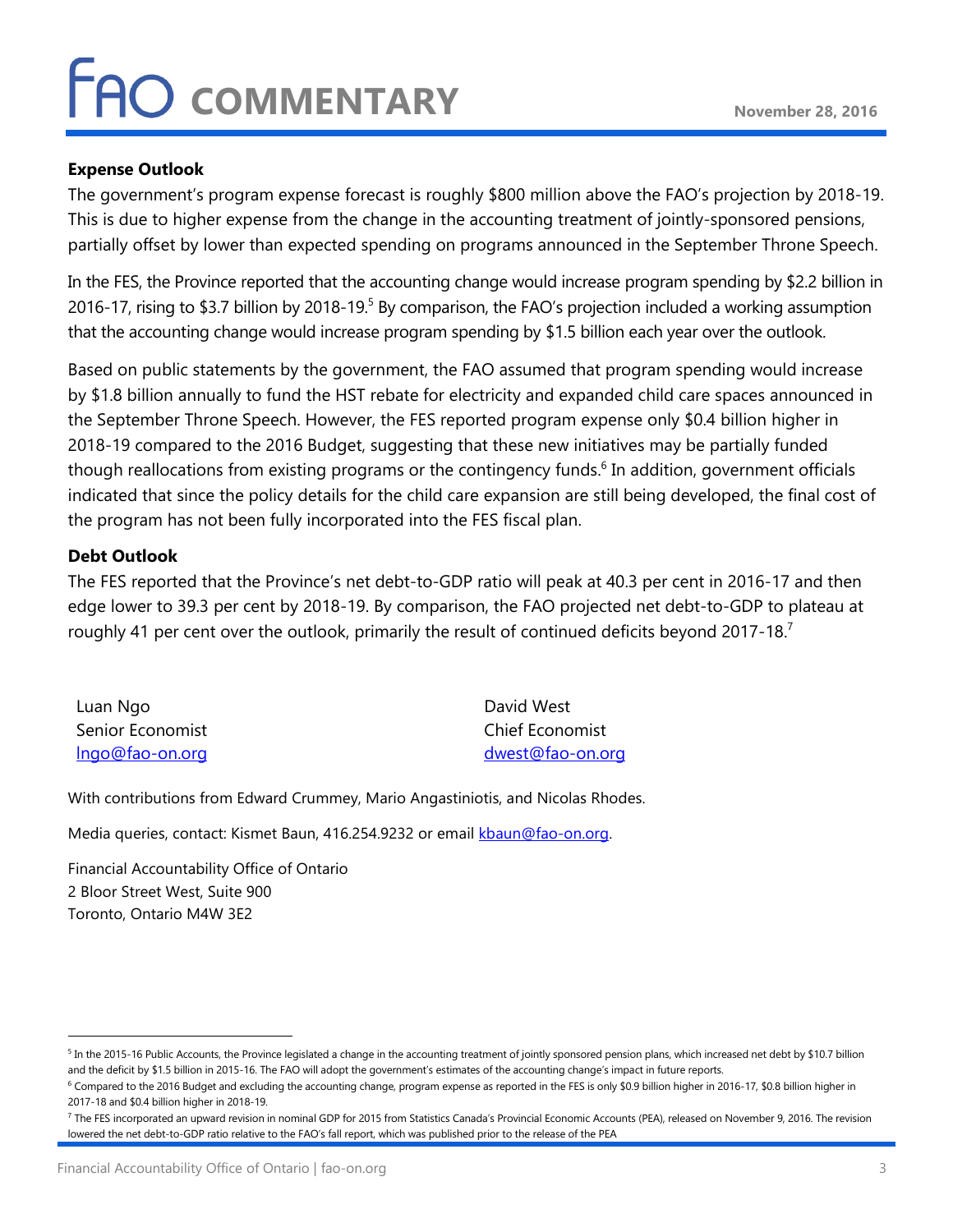**Expense Outlook**

The government's program expense forecast is roughly $800 million above the FAO's projection by 2018-19. This is due to higher expense from the change in the accounting treatment of jointly-sponsored pensions, partially offset by lower than expected spending on programs announced in the September Throne Speech.

In the FES, the Province reported that the accounting change would increase program spending by $2.2 billion in 2016-17, rising to $3.7 billion by 2018-19.[5] By comparison, the FAO's projection included a working assumption that the accounting change would increase program spending by $1.5 billion each year over the outlook.

Based on public statements by the government, the FAO assumed that program spending would increase by $1.8 billion annually to fund the HST rebate for electricity and expanded child care spaces announced in the September Throne Speech. However, the FES reported program expense only $0.4 billion higher in 2018-19 compared to the 2016 Budget, suggesting that these new initiatives may be partially funded though reallocations from existing programs or the contingency funds.[6] In addition, government officials indicated that since the policy details for the child care expansion are still being developed, the final cost of the program has not been fully incorporated into the FES fiscal plan.

**Debt Outlook**

The FES reported that the Province's net debt-to-GDP ratio will peak at 40.3 per cent in 2016-17 and then edge lower to 39.3 per cent by 2018-19. By comparison, the FAO projected net debt-to-GDP to plateau at roughly 41 per cent over the outlook, primarily the result of continued deficits beyond 2017-18.[7]

Luan Ngo
Senior Economist
lngo@fao-on.org

David West
Chief Economist
dwest@fao-on.org

With contributions from Edward Crummey, Mario Angastiniotis, and Nicolas Rhodes.

Media queries, contact: Kismet Baun, 416.254.9232 or email kbaun@fao-on.org.

Financial Accountability Office of Ontario
2 Bloor Street West, Suite 900
Toronto, Ontario M4W 3E2

[5] In the 2015-16 Public Accounts, the Province legislated a change in the accounting treatment of jointly sponsored pension plans, which increased net debt by $10.7 billion and the deficit by $1.5 billion in 2015-16. The FAO will adopt the government's estimates of the accounting change's impact in future reports.

[6] Compared to the 2016 Budget and excluding the accounting change, program expense as reported in the FES is only $0.9 billion higher in 2016-17, $0.8 billion higher in 2017-18 and $0.4 billion higher in 2018-19.

[7] The FES incorporated an upward revision in nominal GDP for 2015 from Statistics Canada's Provincial Economic Accounts (PEA), released on November 9, 2016. The revision lowered the net debt-to-GDP ratio relative to the FAO's fall report, which was published prior to the release of the PEA